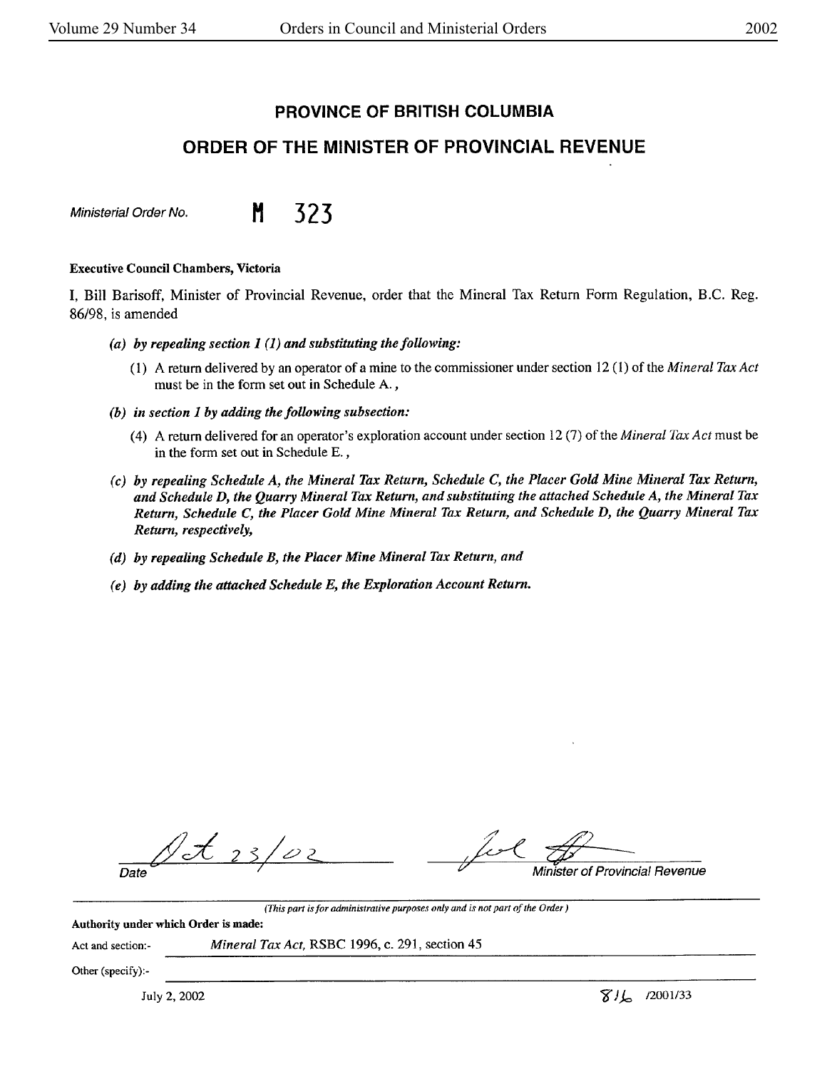# PROVINCE OF BRITISH COLUMBIA

## ORDER OF THE MINISTER OF PROVINCIAL REVENUE

*Ministerial Order No.* **M 323**

**Executive Council Chambers, Victoria**

I, Bill Barisoff, Minister of Provincial Revenue, order that the Mineral Tax Return Form Regulation, B.C. Reg. 86/98, is amended

*(a)* ***by repealing section 1 (1) and substituting the following:***

(1) A return delivered by an operator of a mine to the commissioner under section 12 (1) of the *Mineral Tax Act* must be in the form set out in Schedule A.,

*(b)* ***in section 1 by adding the following subsection:***

(4) A return delivered for an operator's exploration account under section 12 (7) of the *Mineral Tax Act* must be in the form set out in Schedule E.,

*(c)* ***by repealing Schedule A, the Mineral Tax Return, Schedule C, the Placer Gold Mine Mineral Tax Return, and Schedule D, the Quarry Mineral Tax Return, and substituting the attached Schedule A, the Mineral Tax Return, Schedule C, the Placer Gold Mine Mineral Tax Return, and Schedule D, the Quarry Mineral Tax Return, respectively,***

*(d)* ***by repealing Schedule B, the Placer Mine Mineral Tax Return, and***

*(e)* ***by adding the attached Schedule E, the Exploration Account Return.***

Oct 23/02
*Date*

*Minister of Provincial Revenue*

*(This part is for administrative purposes only and is not part of the Order)*

**Authority under which Order is made:**

Act and section:- *Mineral Tax Act*, RSBC 1996, c. 291, section 45

Other (specify):-

July 2, 2002

816 /2001/33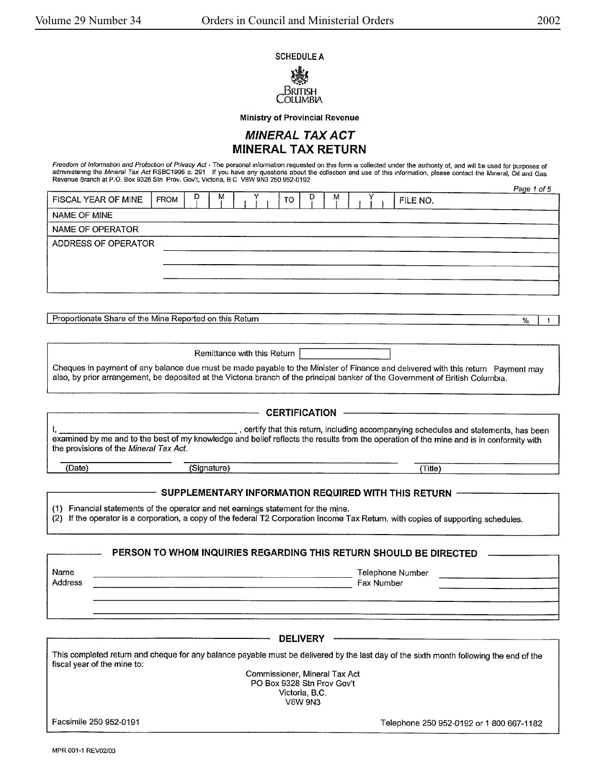SCHEDULE A

British Columbia

Ministry of Provincial Revenue

## *MINERAL TAX ACT*
## MINERAL TAX RETURN

*Freedom of Information and Protection of Privacy Act* - The personal information requested on this form is collected under the authority of, and will be used for purposes of administering the *Mineral Tax Act* RSBC1996 c. 291 If you have any questions about the collection and use of this information, please contact the Mineral, Oil and Gas Revenue Branch at P.O. Box 9328 Stn Prov. Gov't, Victoria, B C V8W 9N3 250 952-0192

Page 1 of 5

| FISCAL YEAR OF MINE | FROM | D | M | Y | TO | D | M | Y | FILE NO. |
|---|---|---|---|---|---|---|---|---|---|
| NAME OF MINE | | | | | | | | | |
| NAME OF OPERATOR | | | | | | | | | |
| ADDRESS OF OPERATOR | | | | | | | | | |

| Proportionate Share of the Mine Reported on this Return | % | 1 |
|---|---|---|

Remittance with this Return ______

Cheques in payment of any balance due must be made payable to the Minister of Finance and delivered with this return Payment may also, by prior arrangement, be deposited at the Victoria branch of the principal banker of the Government of British Columbia.

### CERTIFICATION

I, ______________________, certify that this return, including accompanying schedules and statements, has been examined by me and to the best of my knowledge and belief reflects the results from the operation of the mine and is in conformity with the provisions of the *Mineral Tax Act*.

(Date) (Signature) (Title)

### SUPPLEMENTARY INFORMATION REQUIRED WITH THIS RETURN

(1) Financial statements of the operator and net earnings statement for the mine.
(2) If the operator is a corporation, a copy of the federal T2 Corporation Income Tax Return, with copies of supporting schedules.

### PERSON TO WHOM INQUIRIES REGARDING THIS RETURN SHOULD BE DIRECTED

Name ______________________ Telephone Number ______________________
Address ______________________ Fax Number ______________________

### DELIVERY

This completed return and cheque for any balance payable must be delivered by the last day of the sixth month following the end of the fiscal year of the mine to:

Commissioner, Mineral Tax Act
PO Box 9328 Stn Prov Gov't
Victoria, B.C.
V8W 9N3

Facsimile 250 952-0191

Telephone 250 952-0192 or 1 800 667-1182

MPR 001-1 REV02/03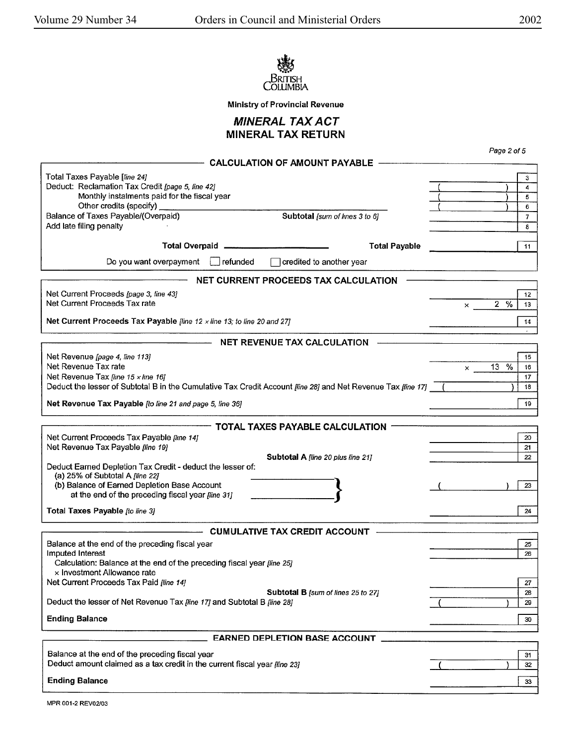BRITISH COLUMBIA

**Ministry of Provincial Revenue**

## *MINERAL TAX ACT*
## MINERAL TAX RETURN

*Page 2 of 5*

### CALCULATION OF AMOUNT PAYABLE

| | | Line |
|---|---|---|
| Total Taxes Payable *[line 24]* | | 3 |
| Deduct: Reclamation Tax Credit *[page 5, line 42]* | ( ) | 4 |
| Monthly instalments paid for the fiscal year | ( ) | 5 |
| Other credits (specify) ____________ | ( ) | 6 |
| Balance of Taxes Payable/(Overpaid) **Subtotal** *[sum of lines 3 to 6]* | | 7 |
| Add late filing penalty | | 8 |
| **Total Overpaid** ____________ **Total Payable** | | 11 |

Do you want overpayment ☐ refunded ☐ credited to another year

### NET CURRENT PROCEEDS TAX CALCULATION

| | | Line |
|---|---|---|
| Net Current Proceeds *[page 3, line 43]* | | 12 |
| Net Current Proceeds Tax rate | × 2 % | 13 |
| **Net Current Proceeds Tax Payable** *[line 12 × line 13; to line 20 and 27]* | | 14 |

### NET REVENUE TAX CALCULATION

| | | Line |
|---|---|---|
| Net Revenue *[page 4, line 113]* | | 15 |
| Net Revenue Tax rate | × 13 % | 16 |
| Net Revenue Tax *[line 15 × line 16]* | | 17 |
| Deduct the lesser of Subtotal B in the Cumulative Tax Credit Account *[line 28]* and Net Revenue Tax *[line 17]* | ( ) | 18 |
| **Net Revenue Tax Payable** *[to line 21 and page 5, line 36]* | | 19 |

### TOTAL TAXES PAYABLE CALCULATION

| | | Line |
|---|---|---|
| Net Current Proceeds Tax Payable *[line 14]* | | 20 |
| Net Revenue Tax Payable *[line 19]* | | 21 |
| **Subtotal A** *[line 20 plus line 21]* | | 22 |
| Deduct Earned Depletion Tax Credit - deduct the lesser of:<br>(a) 25% of Subtotal A *[line 22]* ____________<br>(b) Balance of Earned Depletion Base Account at the end of the preceding fiscal year *[line 31]* ____________ | ( ) | 23 |
| **Total Taxes Payable** *[to line 3]* | | 24 |

### CUMULATIVE TAX CREDIT ACCOUNT

| | | Line |
|---|---|---|
| Balance at the end of the preceding fiscal year | | 25 |
| Imputed Interest<br>Calculation: Balance at the end of the preceding fiscal year *[line 25]* × Investment Allowance rate | | 26 |
| Net Current Proceeds Tax Paid *[line 14]* | | 27 |
| **Subtotal B** *[sum of lines 25 to 27]* | | 28 |
| Deduct the lesser of Net Revenue Tax *[line 17]* and Subtotal B *[line 28]* | ( ) | 29 |
| **Ending Balance** | | 30 |

### EARNED DEPLETION BASE ACCOUNT

| | | Line |
|---|---|---|
| Balance at the end of the preceding fiscal year | | 31 |
| Deduct amount claimed as a tax credit in the current fiscal year *[line 23]* | ( ) | 32 |
| **Ending Balance** | | 33 |

MPR 001-2 REV02/03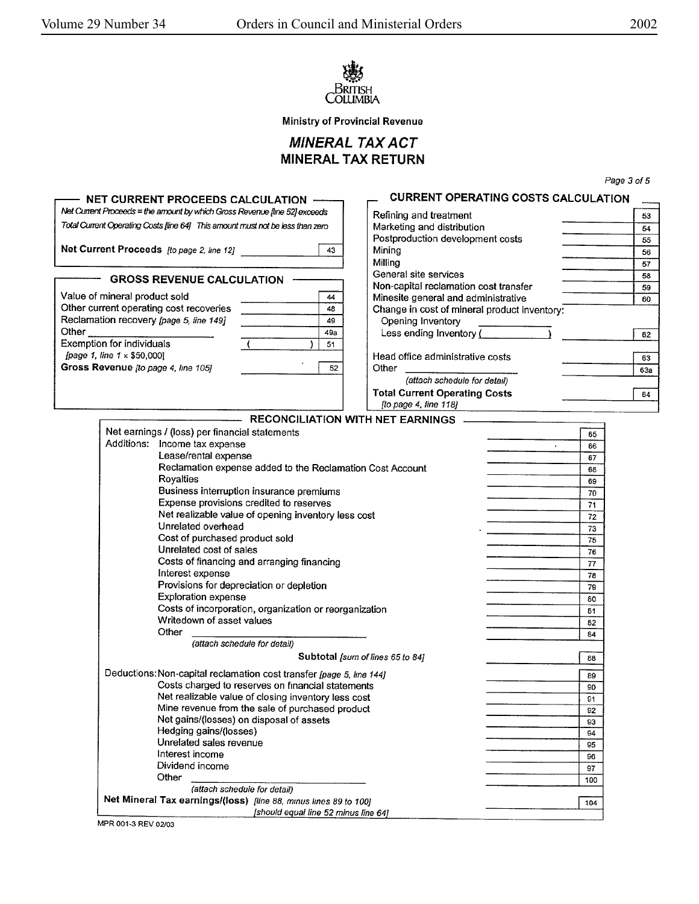British Columbia

**Ministry of Provincial Revenue**

## *MINERAL TAX ACT*
## MINERAL TAX RETURN

*Page 3 of 5*

### NET CURRENT PROCEEDS CALCULATION

*Net Current Proceeds = the amount by which Gross Revenue [line 52] exceeds Total Current Operating Costs [line 64]. This amount must not be less than zero*

| | | Line |
|---|---|---|
| **Net Current Proceeds** *[to page 2, line 12]* | | 43 |

### GROSS REVENUE CALCULATION

| | | | Line |
|---|---|---|---|
| Value of mineral product sold | | | 44 |
| Other current operating cost recoveries | | | 48 |
| Reclamation recovery *[page 5, line 149]* | | | 49 |
| Other ______ | | | 49a |
| Exemption for individuals *[page 1, line 1 × $50,000]* | ( ) | | 51 |
| **Gross Revenue** *[to page 4, line 105]* | | | 52 |

### CURRENT OPERATING COSTS CALCULATION

| | | | Line |
|---|---|---|---|
| Refining and treatment | | | 53 |
| Marketing and distribution | | | 54 |
| Postproduction development costs | | | 55 |
| Mining | | | 56 |
| Milling | | | 57 |
| General site services | | | 58 |
| Non-capital reclamation cost transfer | | | 59 |
| Minesite general and administrative | | | 60 |
| Change in cost of mineral product inventory: | | | |
| Opening Inventory | | | |
| Less ending Inventory | ( ) | | 62 |
| Head office administrative costs | | | 63 |
| Other ______ *(attach schedule for detail)* | | | 63a |
| **Total Current Operating Costs** *[to page 4, line 118]* | | | 64 |

### RECONCILIATION WITH NET EARNINGS

| | | Line |
|---|---|---|
| Net earnings / (loss) per financial statements | | 65 |
| Additions: Income tax expense | | 66 |
| Lease/rental expense | | 67 |
| Reclamation expense added to the Reclamation Cost Account | | 68 |
| Royalties | | 69 |
| Business interruption insurance premiums | | 70 |
| Expense provisions credited to reserves | | 71 |
| Net realizable value of opening inventory less cost | | 72 |
| Unrelated overhead | | 73 |
| Cost of purchased product sold | | 75 |
| Unrelated cost of sales | | 76 |
| Costs of financing and arranging financing | | 77 |
| Interest expense | | 78 |
| Provisions for depreciation or depletion | | 79 |
| Exploration expense | | 80 |
| Costs of incorporation, organization or reorganization | | 81 |
| Writedown of asset values | | 82 |
| Other ______ *(attach schedule for detail)* | | 84 |
| **Subtotal** *[sum of lines 65 to 84]* | | 88 |
| Deductions: Non-capital reclamation cost transfer *[page 5, line 144]* | | 89 |
| Costs charged to reserves on financial statements | | 90 |
| Net realizable value of closing inventory less cost | | 91 |
| Mine revenue from the sale of purchased product | | 92 |
| Net gains/(losses) on disposal of assets | | 93 |
| Hedging gains/(losses) | | 94 |
| Unrelated sales revenue | | 95 |
| Interest income | | 96 |
| Dividend income | | 97 |
| Other ______ *(attach schedule for detail)* | | 100 |
| **Net Mineral Tax earnings/(loss)** *[line 88, minus lines 89 to 100] [should equal line 52 minus line 64]* | | 104 |

MPR 001-3 REV 02/03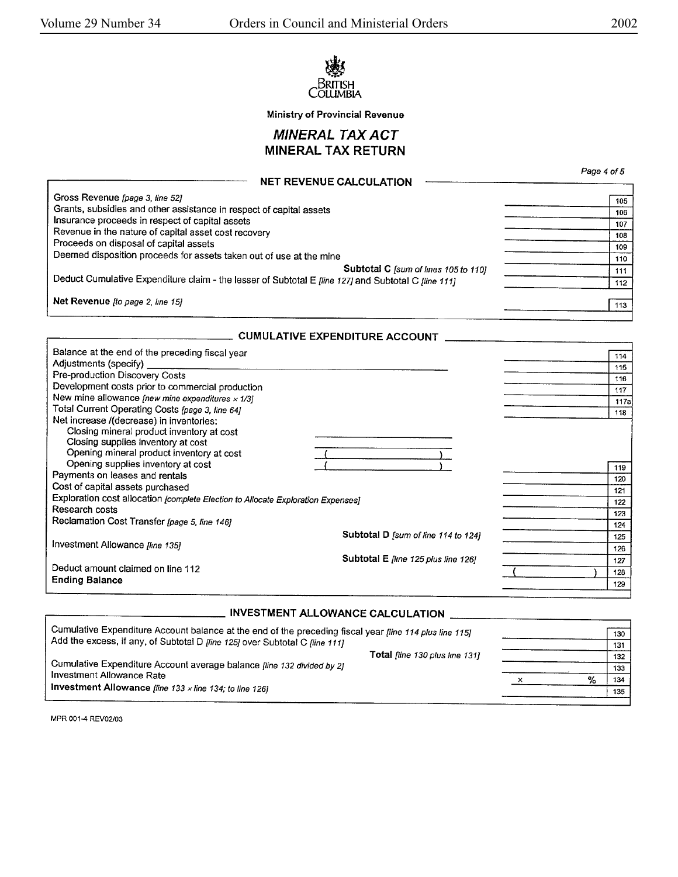British Columbia

Ministry of Provincial Revenue

# *MINERAL TAX ACT*

## MINERAL TAX RETURN

Page 4 of 5

### NET REVENUE CALCULATION

| Item | Amount | Line |
|---|---|---|
| Gross Revenue *[page 3, line 52]* | | 105 |
| Grants, subsidies and other assistance in respect of capital assets | | 106 |
| Insurance proceeds in respect of capital assets | | 107 |
| Revenue in the nature of capital asset cost recovery | | 108 |
| Proceeds on disposal of capital assets | | 109 |
| Deemed disposition proceeds for assets taken out of use at the mine | | 110 |
| **Subtotal C** *[sum of lines 105 to 110]* | | 111 |
| Deduct Cumulative Expenditure claim - the lesser of Subtotal E *[line 127]* and Subtotal C *[line 111]* | | 112 |
| **Net Revenue** *[to page 2, line 15]* | | 113 |

### CUMULATIVE EXPENDITURE ACCOUNT

| Item | | Amount | Line |
|---|---|---|---|
| Balance at the end of the preceding fiscal year | | | 114 |
| Adjustments (specify) ____________ | | | 115 |
| Pre-production Discovery Costs | | | 116 |
| Development costs prior to commercial production | | | 117 |
| New mine allowance *[new mine expenditures × 1/3]* | | | 117a |
| Total Current Operating Costs *[page 3, line 64]* | | | 118 |
| Net increase /(decrease) in inventories: | | | |
| Closing mineral product inventory at cost | | | |
| Closing supplies inventory at cost | | | |
| Opening mineral product inventory at cost | ( ) | | |
| Opening supplies inventory at cost | ( ) | | 119 |
| Payments on leases and rentals | | | 120 |
| Cost of capital assets purchased | | | 121 |
| Exploration cost allocation *[complete Election to Allocate Exploration Expenses]* | | | 122 |
| Research costs | | | 123 |
| Reclamation Cost Transfer *[page 5, line 146]* | | | 124 |
| **Subtotal D** *[sum of line 114 to 124]* | | | 125 |
| Investment Allowance *[line 135]* | | | 126 |
| **Subtotal E** *[line 125 plus line 126]* | | | 127 |
| Deduct amount claimed on line 112 | | ( ) | 128 |
| **Ending Balance** | | | 129 |

### INVESTMENT ALLOWANCE CALCULATION

| Item | Amount | Line |
|---|---|---|
| Cumulative Expenditure Account balance at the end of the preceding fiscal year *[line 114 plus line 115]* | | 130 |
| Add the excess, if any, of Subtotal D *[line 125]* over Subtotal C *[line 111]* | | 131 |
| **Total** *[line 130 plus line 131]* | | 132 |
| Cumulative Expenditure Account average balance *[line 132 divided by 2]* | | 133 |
| Investment Allowance Rate | × % | 134 |
| **Investment Allowance** *[line 133 × line 134; to line 126]* | | 135 |

MPR 001-4 REV02/03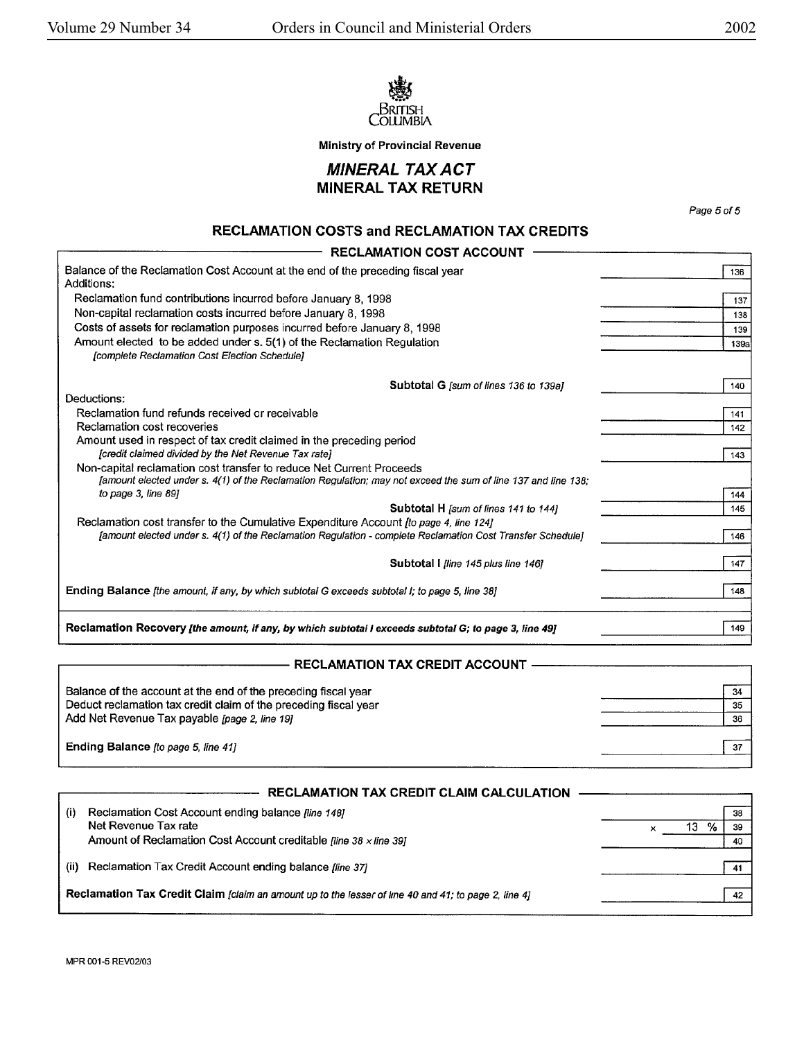**BRITISH COLUMBIA**

**Ministry of Provincial Revenue**

# *MINERAL TAX ACT*
## MINERAL TAX RETURN

*Page 5 of 5*

### RECLAMATION COSTS and RECLAMATION TAX CREDITS

#### RECLAMATION COST ACCOUNT

| Description | Amount | Line |
|---|---|---|
| Balance of the Reclamation Cost Account at the end of the preceding fiscal year | | 136 |
| Additions: | | |
| Reclamation fund contributions incurred before January 8, 1998 | | 137 |
| Non-capital reclamation costs incurred before January 8, 1998 | | 138 |
| Costs of assets for reclamation purposes incurred before January 8, 1998 | | 139 |
| Amount elected to be added under s. 5(1) of the Reclamation Regulation *[complete Reclamation Cost Election Schedule]* | | 139a |
| **Subtotal G** *[sum of lines 136 to 139a]* | | 140 |
| Deductions: | | |
| Reclamation fund refunds received or receivable | | 141 |
| Reclamation cost recoveries | | 142 |
| Amount used in respect of tax credit claimed in the preceding period *[credit claimed divided by the Net Revenue Tax rate]* | | 143 |
| Non-capital reclamation cost transfer to reduce Net Current Proceeds *[amount elected under s. 4(1) of the Reclamation Regulation; may not exceed the sum of line 137 and line 138; to page 3, line 89]* | | 144 |
| **Subtotal H** *[sum of lines 141 to 144]* | | 145 |
| Reclamation cost transfer to the Cumulative Expenditure Account *[to page 4, line 124]* *[amount elected under s. 4(1) of the Reclamation Regulation - complete Reclamation Cost Transfer Schedule]* | | 146 |
| **Subtotal I** *[line 145 plus line 146]* | | 147 |
| **Ending Balance** *[the amount, if any, by which subtotal G exceeds subtotal I; to page 5, line 38]* | | 148 |
| **Reclamation Recovery** ***[the amount, if any, by which subtotal I exceeds subtotal G; to page 3, line 49]*** | | 149 |

#### RECLAMATION TAX CREDIT ACCOUNT

| Description | Amount | Line |
|---|---|---|
| Balance of the account at the end of the preceding fiscal year | | 34 |
| Deduct reclamation tax credit claim of the preceding fiscal year | | 35 |
| Add Net Revenue Tax payable *[page 2, line 19]* | | 36 |
| **Ending Balance** *[to page 5, line 41]* | | 37 |

#### RECLAMATION TAX CREDIT CLAIM CALCULATION

| Description | Amount | Line |
|---|---|---|
| (i) Reclamation Cost Account ending balance *[line 148]* | | 38 |
| Net Revenue Tax rate | × 13 % | 39 |
| Amount of Reclamation Cost Account creditable *[line 38 × line 39]* | | 40 |
| (ii) Reclamation Tax Credit Account ending balance *[line 37]* | | 41 |
| **Reclamation Tax Credit Claim** *[claim an amount up to the lesser of line 40 and 41; to page 2, line 4]* | | 42 |

MPR 001-5 REV02/03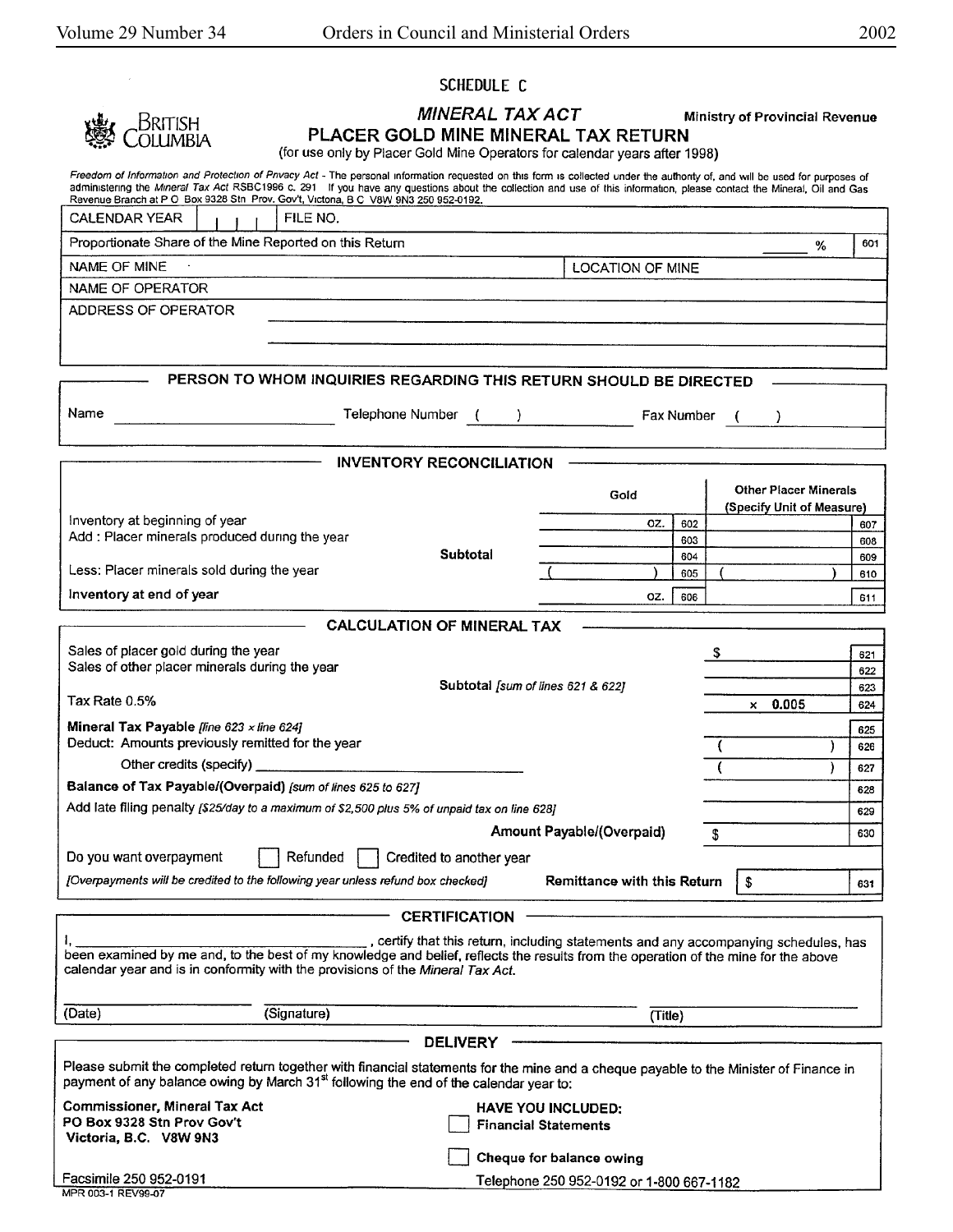# SCHEDULE C

**BRITISH COLUMBIA**

## *MINERAL TAX ACT*

**Ministry of Provincial Revenue**

## PLACER GOLD MINE MINERAL TAX RETURN

(for use only by Placer Gold Mine Operators for calendar years after 1998)

*Freedom of Information and Protection of Privacy Act* - The personal information requested on this form is collected under the authority of, and will be used for purposes of administering the *Mineral Tax Act* RSBC1996 c. 291 If you have any questions about the collection and use of this information, please contact the Mineral, Oil and Gas Revenue Branch at P O Box 9328 Stn Prov. Gov't, Victoria, B C V8W 9N3 250 952-0192.

| CALENDAR YEAR | FILE NO. |
|---|---|

Proportionate Share of the Mine Reported on this Return ______ % **601**

| NAME OF MINE | LOCATION OF MINE |
|---|---|
| NAME OF OPERATOR | |
| ADDRESS OF OPERATOR | |

### PERSON TO WHOM INQUIRIES REGARDING THIS RETURN SHOULD BE DIRECTED

Name ____________ Telephone Number ( ) ____________ Fax Number ( ) ____________

### INVENTORY RECONCILIATION

| | Gold | | Other Placer Minerals (Specify Unit of Measure) | |
|---|---|---|---|---|
| Inventory at beginning of year | oz. | 602 | | 607 |
| Add : Placer minerals produced during the year | | 603 | | 608 |
| **Subtotal** | | 604 | | 609 |
| Less: Placer minerals sold during the year | ( ) | 605 | ( ) | 610 |
| **Inventory at end of year** | oz. | 606 | | 611 |

### CALCULATION OF MINERAL TAX

| | | |
|---|---|---|
| Sales of placer gold during the year | $ | 621 |
| Sales of other placer minerals during the year | | 622 |
| **Subtotal** *[sum of lines 621 & 622]* | | 623 |
| Tax Rate 0.5% | × 0.005 | 624 |
| **Mineral Tax Payable** *[line 623 × line 624]* | | 625 |
| Deduct: Amounts previously remitted for the year | ( ) | 626 |
| Other credits (specify) ____________ | ( ) | 627 |
| **Balance of Tax Payable/(Overpaid)** *[sum of lines 625 to 627]* | | 628 |
| Add late filing penalty *[$25/day to a maximum of $2,500 plus 5% of unpaid tax on line 628]* | | 629 |
| **Amount Payable/(Overpaid)** | $ | 630 |

Do you want overpayment ☐ Refunded ☐ Credited to another year

*[Overpayments will be credited to the following year unless refund box checked]*

**Remittance with this Return** $ ______ **631**

### CERTIFICATION

I, ______________________, certify that this return, including statements and any accompanying schedules, has been examined by me and, to the best of my knowledge and belief, reflects the results from the operation of the mine for the above calendar year and is in conformity with the provisions of the *Mineral Tax Act*.

(Date) ____________ (Signature) ____________ (Title) ____________

### DELIVERY

Please submit the completed return together with financial statements for the mine and a cheque payable to the Minister of Finance in payment of any balance owing by March 31st following the end of the calendar year to:

**Commissioner, Mineral Tax Act**
**PO Box 9328 Stn Prov Gov't**
**Victoria, B.C. V8W 9N3**

**HAVE YOU INCLUDED:**
☐ **Financial Statements**
☐ **Cheque for balance owing**

Facsimile 250 952-0191

Telephone 250 952-0192 or 1-800 667-1182

MPR 003-1 REV99-07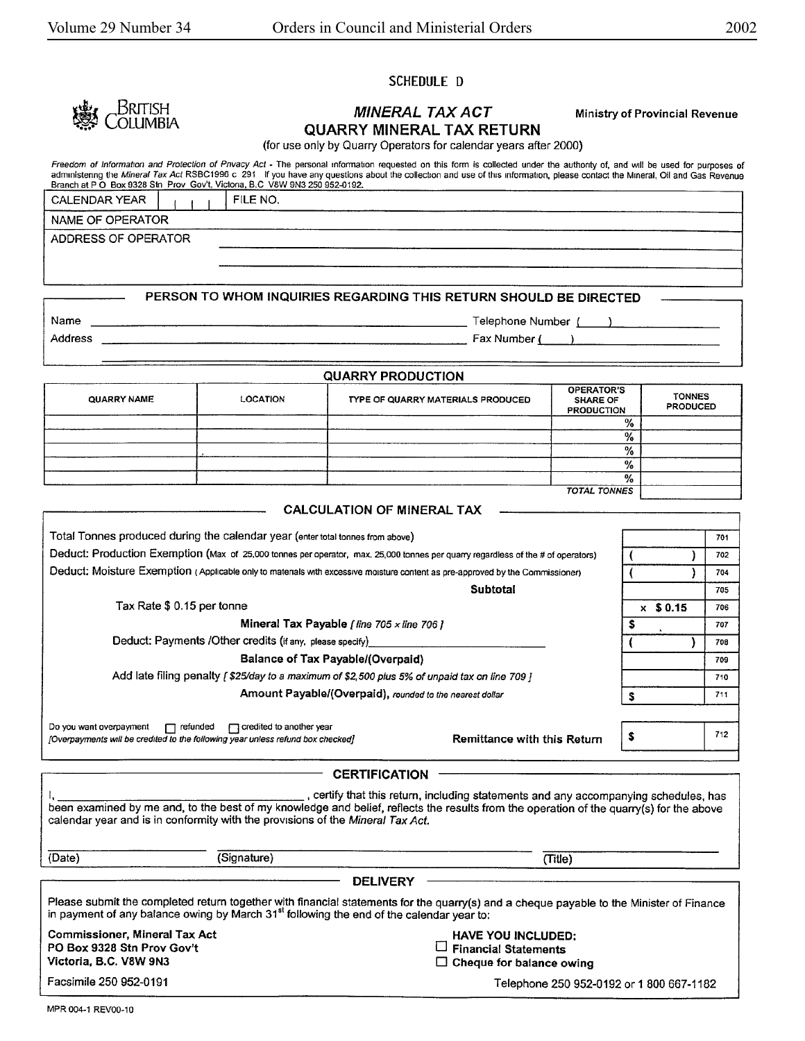SCHEDULE D

BRITISH COLUMBIA

## *MINERAL TAX ACT*
## QUARRY MINERAL TAX RETURN

**Ministry of Provincial Revenue**

(for use only by Quarry Operators for calendar years after 2000)

*Freedom of Information and Protection of Privacy Act* - The personal information requested on this form is collected under the authority of, and will be used for purposes of administering the *Mineral Tax Act* RSBC1996 c 291 If you have any questions about the collection and use of this information, please contact the Mineral, Oil and Gas Revenue Branch at P O Box 9328 Stn Prov Gov't, Victoria, B.C V8W 9N3 250 952-0192.

| CALENDAR YEAR | | FILE NO. |
|---|---|---|
| NAME OF OPERATOR | | |
| ADDRESS OF OPERATOR | | |

### PERSON TO WHOM INQUIRIES REGARDING THIS RETURN SHOULD BE DIRECTED

Name ______________________ Telephone Number ( )

Address ______________________ Fax Number ( )

### QUARRY PRODUCTION

| QUARRY NAME | LOCATION | TYPE OF QUARRY MATERIALS PRODUCED | OPERATOR'S SHARE OF PRODUCTION | TONNES PRODUCED |
|---|---|---|---|---|
| | | | % | |
| | | | % | |
| | | | % | |
| | | | % | |
| | | | % | |
| | | | *TOTAL TONNES* | |

### CALCULATION OF MINERAL TAX

| | | Line |
|---|---|---|
| Total Tonnes produced during the calendar year (enter total tonnes from above) | | 701 |
| Deduct: Production Exemption (Max of 25,000 tonnes per operator, max. 25,000 tonnes per quarry regardless of the # of operators) | ( ) | 702 |
| Deduct: Moisture Exemption (Applicable only to materials with excessive moisture content as pre-approved by the Commissioner) | ( ) | 704 |
| **Subtotal** | | 705 |
| Tax Rate $ 0.15 per tonne | x $0.15 | 706 |
| **Mineral Tax Payable** *[ line 705 x line 706 ]* | $ | 707 |
| Deduct: Payments /Other credits (if any, please specify)________ | ( ) | 708 |
| **Balance of Tax Payable/(Overpaid)** | | 709 |
| Add late filing penalty *[ $25/day to a maximum of $2,500 plus 5% of unpaid tax on line 709 ]* | | 710 |
| **Amount Payable/(Overpaid)**, *rounded to the nearest dollar* | $ | 711 |

Do you want overpayment ☐ refunded ☐ credited to another year

*[Overpayments will be credited to the following year unless refund box checked]*

| **Remittance with this Return** | $ | 712 |
|---|---|---|

### CERTIFICATION

I, ______________________, certify that this return, including statements and any accompanying schedules, has been examined by me and, to the best of my knowledge and belief, reflects the results from the operation of the quarry(s) for the above calendar year and is in conformity with the provisions of the *Mineral Tax Act.*

(Date) (Signature) (Title)

### DELIVERY

Please submit the completed return together with financial statements for the quarry(s) and a cheque payable to the Minister of Finance in payment of any balance owing by March 31st following the end of the calendar year to:

**Commissioner, Mineral Tax Act**
**PO Box 9328 Stn Prov Gov't**
**Victoria, B.C. V8W 9N3**

Facsimile 250 952-0191

**HAVE YOU INCLUDED:**
☐ **Financial Statements**
☐ **Cheque for balance owing**

Telephone 250 952-0192 or 1 800 667-1182

MPR 004-1 REV00-10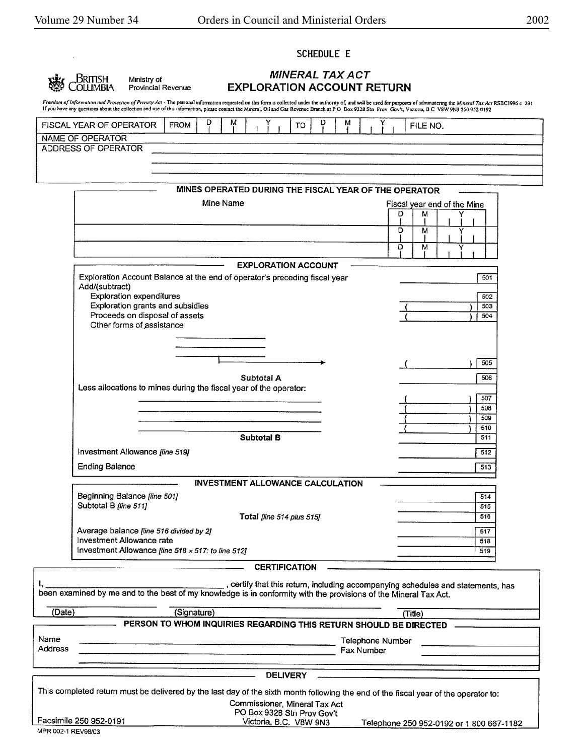# SCHEDULE E

British Columbia — Ministry of Provincial Revenue

## *MINERAL TAX ACT*
## EXPLORATION ACCOUNT RETURN

*Freedom of Information and Protection of Privacy Act* - The personal information requested on this form is collected under the authority of, and will be used for purposes of administering the *Mineral Tax Act* RSBC1996 c 291
If you have any questions about the collection and use of this information, please contact the Mineral, Oil and Gas Revenue Branch at P O Box 9328 Stn Prov Gov't, Victoria, B C V8W 9N3 250 952-0192

| | | | | | | | | | |
|---|---|---|---|---|---|---|---|---|---|
| FISCAL YEAR OF OPERATOR | FROM | D | M | Y | TO | D | M | Y | FILE NO. |
| NAME OF OPERATOR | | | | | | | | | |
| ADDRESS OF OPERATOR | | | | | | | | | |

### MINES OPERATED DURING THE FISCAL YEAR OF THE OPERATOR

| Mine Name | Fiscal year end of the Mine D | M | Y |
|---|---|---|---|
| | D | M | Y |
| | D | M | Y |
| | D | M | Y |

### EXPLORATION ACCOUNT

| | | |
|---|---|---|
| Exploration Account Balance at the end of operator's preceding fiscal year | | 501 |
| Add/(subtract) | | |
| Exploration expenditures | | 502 |
| Exploration grants and subsidies | ( ) | 503 |
| Proceeds on disposal of assets | ( ) | 504 |
| Other forms of assistance | ( ) | 505 |
| **Subtotal A** | | 506 |
| Less allocations to mines during the fiscal year of the operator: | ( ) | 507 |
| | ( ) | 508 |
| | ( ) | 509 |
| | ( ) | 510 |
| **Subtotal B** | | 511 |
| Investment Allowance *[line 519]* | | 512 |
| Ending Balance | | 513 |

### INVESTMENT ALLOWANCE CALCULATION

| | | |
|---|---|---|
| Beginning Balance *[line 501]* | | 514 |
| Subtotal B *[line 511]* | | 515 |
| **Total** *[line 514 plus 515]* | | 516 |
| Average balance *[line 516 divided by 2]* | | 517 |
| Investment Allowance rate | | 518 |
| Investment Allowance *[line 518 x 517: to line 512]* | | 519 |

### CERTIFICATION

I, ______________________, certify that this return, including accompanying schedules and statements, has been examined by me and to the best of my knowledge is in conformity with the provisions of the Mineral Tax Act.

(Date) (Signature) (Title)

### PERSON TO WHOM INQUIRIES REGARDING THIS RETURN SHOULD BE DIRECTED

Name ______________________ Telephone Number ______________________

Address ______________________ Fax Number ______________________

### DELIVERY

This completed return must be delivered by the last day of the sixth month following the end of the fiscal year of the operator to:

Commissioner, Mineral Tax Act
PO Box 9328 Stn Prov Gov't
Victoria, B.C. V8W 9N3

Facsimile 250 952-0191

Telephone 250 952-0192 or 1 800 667-1182

MPR 002-1 REV98/03